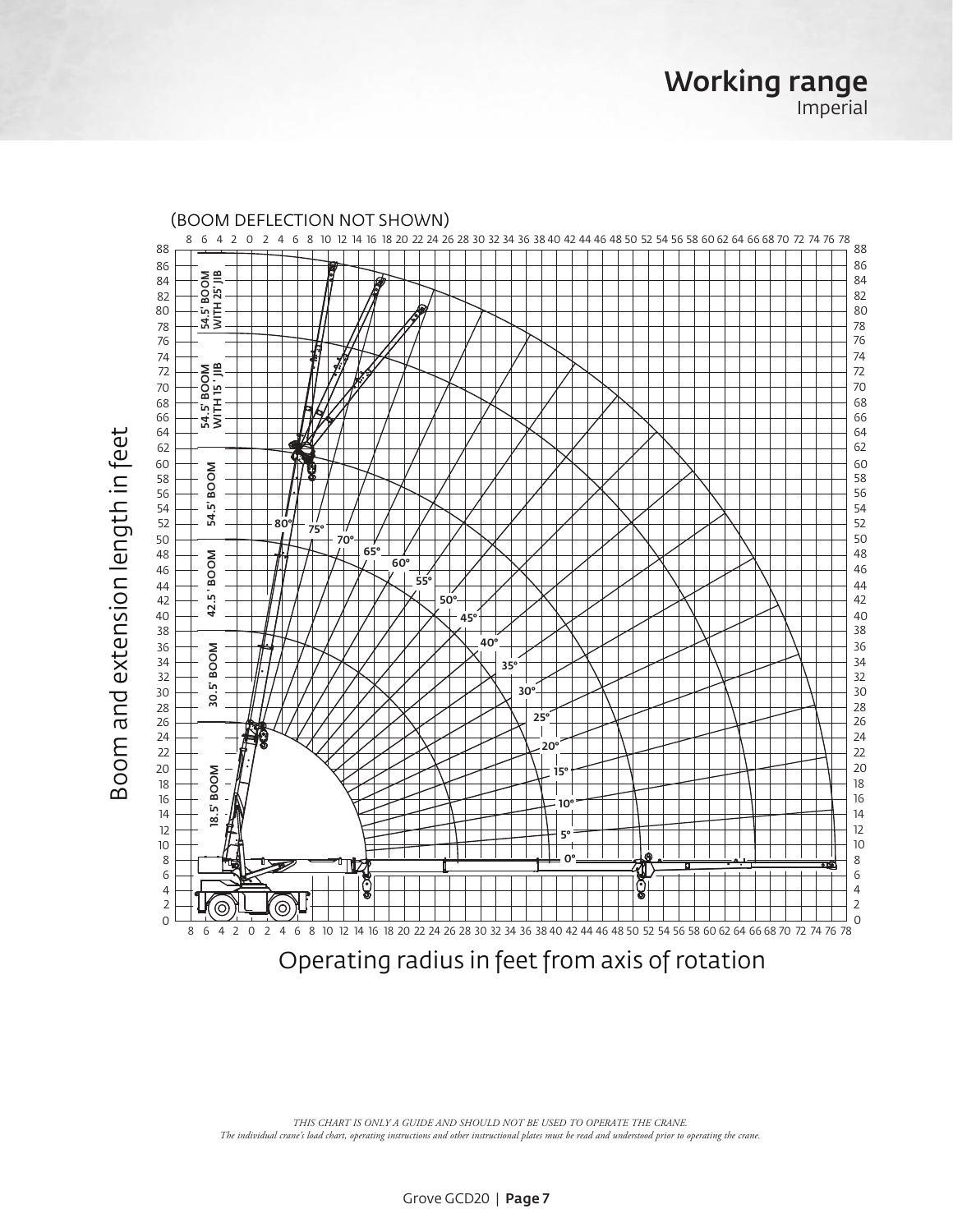# Working range
Imperial

(BOOM DEFLECTION NOT SHOWN)

Boom and extension length in feet

Operating radius in feet from axis of rotation

*THIS CHART IS ONLY A GUIDE AND SHOULD NOT BE USED TO OPERATE THE CRANE.*
*The individual crane's load chart, operating instructions and other instructional plates must be read and understood prior to operating the crane.*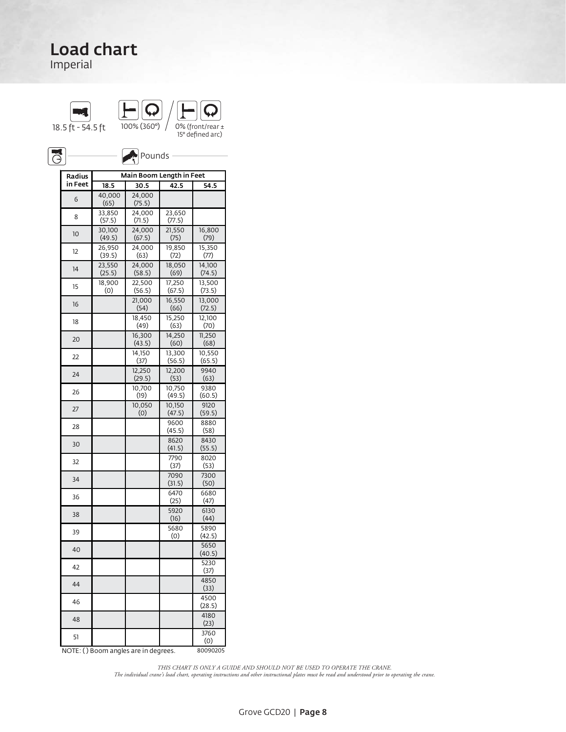# Load chart

Imperial

18.5 ft - 54.5 ft

100% (360°) / 0% (front/rear ± 15° defined arc)

Pounds

| Radius in Feet | Main Boom Length in Feet | | | |
|---|---|---|---|---|
| | 18.5 | 30.5 | 42.5 | 54.5 |
| 6 | 40,000 (65) | 24,000 (75.5) | | |
| 8 | 33,850 (57.5) | 24,000 (71.5) | 23,650 (77.5) | |
| 10 | 30,100 (49.5) | 24,000 (67.5) | 21,550 (75) | 16,800 (79) |
| 12 | 26,950 (39.5) | 24,000 (63) | 19,850 (72) | 15,350 (77) |
| 14 | 23,550 (25.5) | 24,000 (58.5) | 18,050 (69) | 14,100 (74.5) |
| 15 | 18,900 (0) | 22,500 (56.5) | 17,250 (67.5) | 13,500 (73.5) |
| 16 | | 21,000 (54) | 16,550 (66) | 13,000 (72.5) |
| 18 | | 18,450 (49) | 15,250 (63) | 12,100 (70) |
| 20 | | 16,300 (43.5) | 14,250 (60) | 11,250 (68) |
| 22 | | 14,150 (37) | 13,300 (56.5) | 10,550 (65.5) |
| 24 | | 12,250 (29.5) | 12,200 (53) | 9940 (63) |
| 26 | | 10,700 (19) | 10,750 (49.5) | 9380 (60.5) |
| 27 | | 10,050 (0) | 10,150 (47.5) | 9120 (59.5) |
| 28 | | | 9600 (45.5) | 8880 (58) |
| 30 | | | 8620 (41.5) | 8430 (55.5) |
| 32 | | | 7790 (37) | 8020 (53) |
| 34 | | | 7090 (31.5) | 7300 (50) |
| 36 | | | 6470 (25) | 6680 (47) |
| 38 | | | 5920 (16) | 6130 (44) |
| 39 | | | 5680 (0) | 5890 (42.5) |
| 40 | | | | 5650 (40.5) |
| 42 | | | | 5230 (37) |
| 44 | | | | 4850 (33) |
| 46 | | | | 4500 (28.5) |
| 48 | | | | 4180 (23) |
| 51 | | | | 3760 (0) |

NOTE: ( ) Boom angles are in degrees. 80090205

*THIS CHART IS ONLY A GUIDE AND SHOULD NOT BE USED TO OPERATE THE CRANE.*
*The individual crane's load chart, operating instructions and other instructional plates must be read and understood prior to operating the crane.*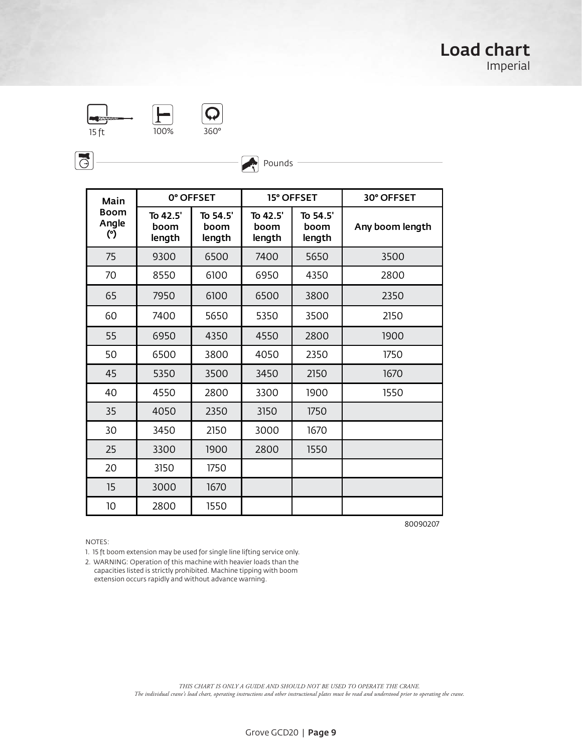# Load chart

Imperial

15 ft | 100% | 360°

Pounds

| Main Boom Angle (°) | 0° OFFSET | | 15° OFFSET | | 30° OFFSET |
|---|---|---|---|---|---|
| | To 42.5' boom length | To 54.5' boom length | To 42.5' boom length | To 54.5' boom length | Any boom length |
| 75 | 9300 | 6500 | 7400 | 5650 | 3500 |
| 70 | 8550 | 6100 | 6950 | 4350 | 2800 |
| 65 | 7950 | 6100 | 6500 | 3800 | 2350 |
| 60 | 7400 | 5650 | 5350 | 3500 | 2150 |
| 55 | 6950 | 4350 | 4550 | 2800 | 1900 |
| 50 | 6500 | 3800 | 4050 | 2350 | 1750 |
| 45 | 5350 | 3500 | 3450 | 2150 | 1670 |
| 40 | 4550 | 2800 | 3300 | 1900 | 1550 |
| 35 | 4050 | 2350 | 3150 | 1750 | |
| 30 | 3450 | 2150 | 3000 | 1670 | |
| 25 | 3300 | 1900 | 2800 | 1550 | |
| 20 | 3150 | 1750 | | | |
| 15 | 3000 | 1670 | | | |
| 10 | 2800 | 1550 | | | |

80090207

NOTES:

1. 15 ft boom extension may be used for single line lifting service only.
2. WARNING: Operation of this machine with heavier loads than the capacities listed is strictly prohibited. Machine tipping with boom extension occurs rapidly and without advance warning.

*THIS CHART IS ONLY A GUIDE AND SHOULD NOT BE USED TO OPERATE THE CRANE.*
*The individual crane's load chart, operating instructions and other instructional plates must be read and understood prior to operating the crane.*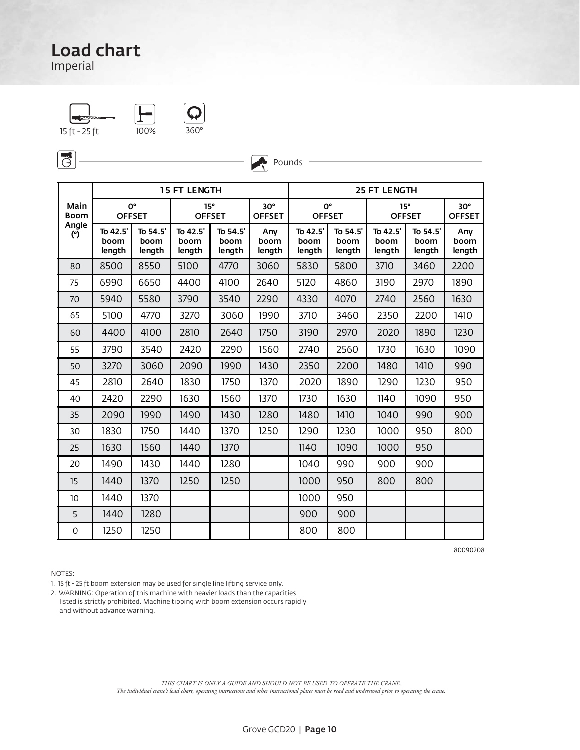# Load chart

Imperial

15 ft - 25 ft | 100% | 360°

Pounds

| Main Boom Angle (°) | 15 FT LENGTH | | | | | 25 FT LENGTH | | | | |
|---|---|---|---|---|---|---|---|---|---|---|
| | 0° OFFSET | | 15° OFFSET | | 30° OFFSET | 0° OFFSET | | 15° OFFSET | | 30° OFFSET |
| | To 42.5' boom length | To 54.5' boom length | To 42.5' boom length | To 54.5' boom length | Any boom length | To 42.5' boom length | To 54.5' boom length | To 42.5' boom length | To 54.5' boom length | Any boom length |
| 80 | 8500 | 8550 | 5100 | 4770 | 3060 | 5830 | 5800 | 3710 | 3460 | 2200 |
| 75 | 6990 | 6650 | 4400 | 4100 | 2640 | 5120 | 4860 | 3190 | 2970 | 1890 |
| 70 | 5940 | 5580 | 3790 | 3540 | 2290 | 4330 | 4070 | 2740 | 2560 | 1630 |
| 65 | 5100 | 4770 | 3270 | 3060 | 1990 | 3710 | 3460 | 2350 | 2200 | 1410 |
| 60 | 4400 | 4100 | 2810 | 2640 | 1750 | 3190 | 2970 | 2020 | 1890 | 1230 |
| 55 | 3790 | 3540 | 2420 | 2290 | 1560 | 2740 | 2560 | 1730 | 1630 | 1090 |
| 50 | 3270 | 3060 | 2090 | 1990 | 1430 | 2350 | 2200 | 1480 | 1410 | 990 |
| 45 | 2810 | 2640 | 1830 | 1750 | 1370 | 2020 | 1890 | 1290 | 1230 | 950 |
| 40 | 2420 | 2290 | 1630 | 1560 | 1370 | 1730 | 1630 | 1140 | 1090 | 950 |
| 35 | 2090 | 1990 | 1490 | 1430 | 1280 | 1480 | 1410 | 1040 | 990 | 900 |
| 30 | 1830 | 1750 | 1440 | 1370 | 1250 | 1290 | 1230 | 1000 | 950 | 800 |
| 25 | 1630 | 1560 | 1440 | 1370 | | 1140 | 1090 | 1000 | 950 | |
| 20 | 1490 | 1430 | 1440 | 1280 | | 1040 | 990 | 900 | 900 | |
| 15 | 1440 | 1370 | 1250 | 1250 | | 1000 | 950 | 800 | 800 | |
| 10 | 1440 | 1370 | | | | 1000 | 950 | | | |
| 5 | 1440 | 1280 | | | | 900 | 900 | | | |
| 0 | 1250 | 1250 | | | | 800 | 800 | | | |

80090208

NOTES:

1. 15 ft - 25 ft boom extension may be used for single line lifting service only.
2. WARNING: Operation of this machine with heavier loads than the capacities listed is strictly prohibited. Machine tipping with boom extension occurs rapidly and without advance warning.

*THIS CHART IS ONLY A GUIDE AND SHOULD NOT BE USED TO OPERATE THE CRANE.*
*The individual crane's load chart, operating instructions and other instructional plates must be read and understood prior to operating the crane.*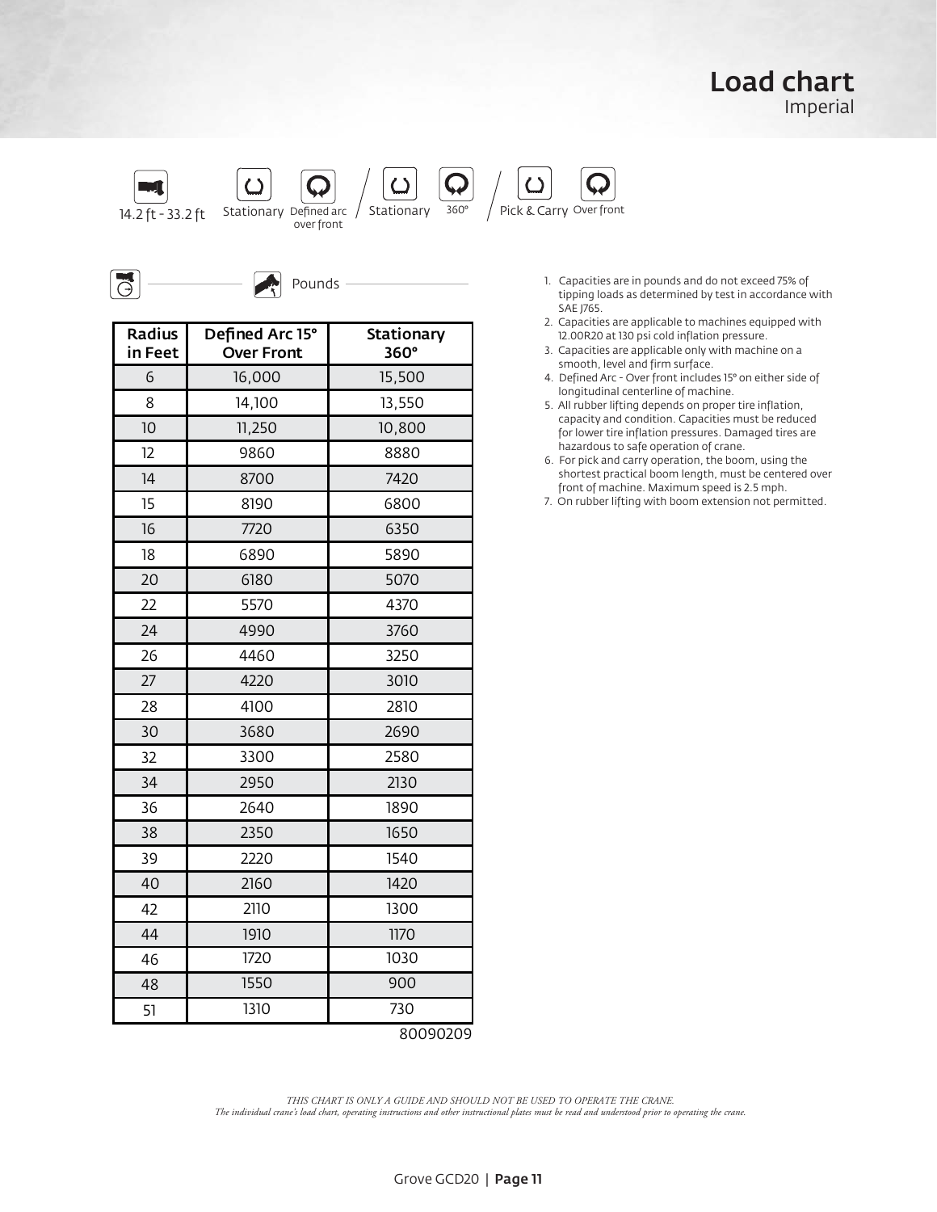# Load chart

Imperial

14.2 ft - 33.2 ft | Stationary Defined arc over front / Stationary 360° / Pick & Carry Over front

Pounds

| Radius in Feet | Defined Arc 15° Over Front | Stationary 360° |
|---|---|---|
| 6 | 16,000 | 15,500 |
| 8 | 14,100 | 13,550 |
| 10 | 11,250 | 10,800 |
| 12 | 9860 | 8880 |
| 14 | 8700 | 7420 |
| 15 | 8190 | 6800 |
| 16 | 7720 | 6350 |
| 18 | 6890 | 5890 |
| 20 | 6180 | 5070 |
| 22 | 5570 | 4370 |
| 24 | 4990 | 3760 |
| 26 | 4460 | 3250 |
| 27 | 4220 | 3010 |
| 28 | 4100 | 2810 |
| 30 | 3680 | 2690 |
| 32 | 3300 | 2580 |
| 34 | 2950 | 2130 |
| 36 | 2640 | 1890 |
| 38 | 2350 | 1650 |
| 39 | 2220 | 1540 |
| 40 | 2160 | 1420 |
| 42 | 2110 | 1300 |
| 44 | 1910 | 1170 |
| 46 | 1720 | 1030 |
| 48 | 1550 | 900 |
| 51 | 1310 | 730 |

80090209

1. Capacities are in pounds and do not exceed 75% of tipping loads as determined by test in accordance with SAE J765.
2. Capacities are applicable to machines equipped with 12.00R20 at 130 psi cold inflation pressure.
3. Capacities are applicable only with machine on a smooth, level and firm surface.
4. Defined Arc - Over front includes 15° on either side of longitudinal centerline of machine.
5. All rubber lifting depends on proper tire inflation, capacity and condition. Capacities must be reduced for lower tire inflation pressures. Damaged tires are hazardous to safe operation of crane.
6. For pick and carry operation, the boom, using the shortest practical boom length, must be centered over front of machine. Maximum speed is 2.5 mph.
7. On rubber lifting with boom extension not permitted.

*THIS CHART IS ONLY A GUIDE AND SHOULD NOT BE USED TO OPERATE THE CRANE.*
*The individual crane's load chart, operating instructions and other instructional plates must be read and understood prior to operating the crane.*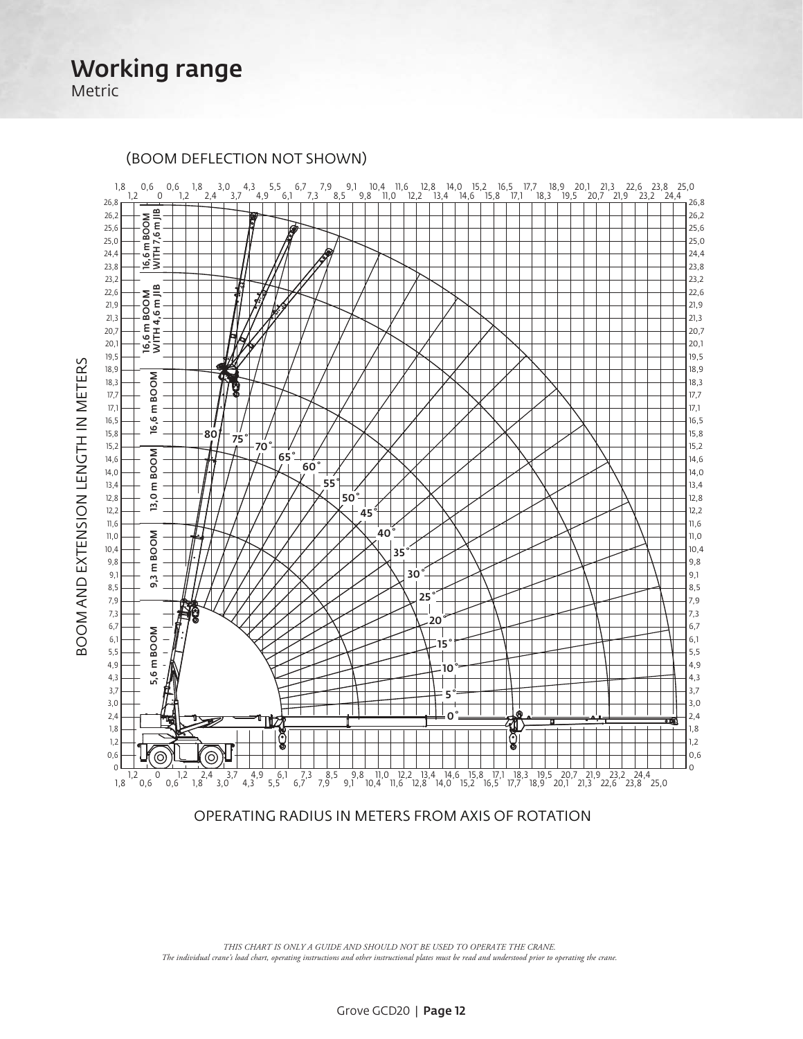# Working range

Metric

(BOOM DEFLECTION NOT SHOWN)

BOOM AND EXTENSION LENGTH IN METERS

OPERATING RADIUS IN METERS FROM AXIS OF ROTATION

*THIS CHART IS ONLY A GUIDE AND SHOULD NOT BE USED TO OPERATE THE CRANE.*
*The individual crane's load chart, operating instructions and other instructional plates must be read and understood prior to operating the crane.*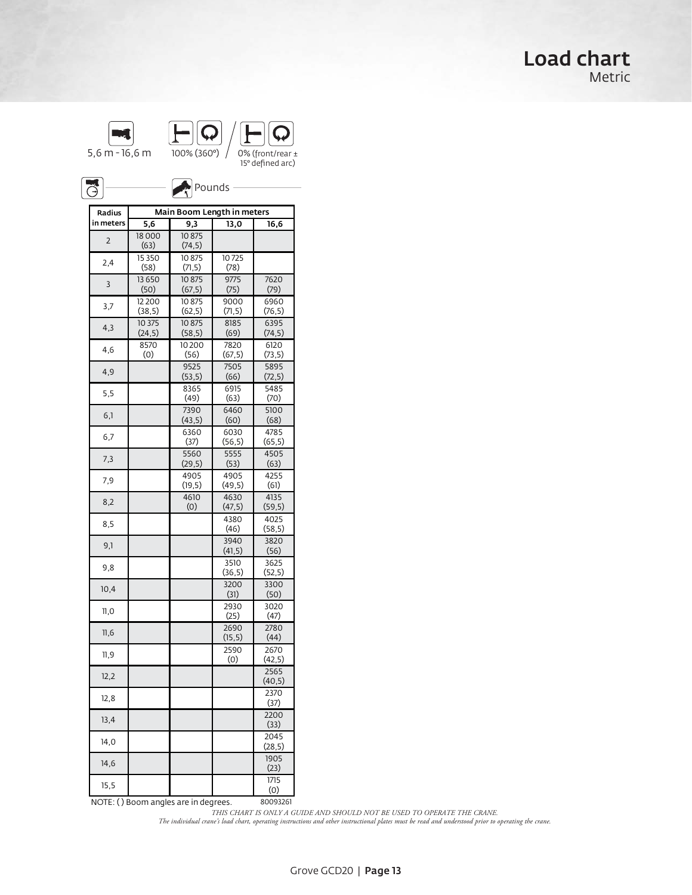# Load chart

Metric

5,6 m - 16,6 m

100% (360°) / 0% (front/rear ± 15° defined arc)

Pounds

| Radius in meters | Main Boom Length in meters | | | |
|---|---|---|---|---|
| | 5,6 | 9,3 | 13,0 | 16,6 |
| 2 | 18 000 (63) | 10 875 (74,5) | | |
| 2,4 | 15 350 (58) | 10 875 (71,5) | 10 725 (78) | |
| 3 | 13 650 (50) | 10 875 (67,5) | 9775 (75) | 7620 (79) |
| 3,7 | 12 200 (38,5) | 10 875 (62,5) | 9000 (71,5) | 6960 (76,5) |
| 4,3 | 10 375 (24,5) | 10 875 (58,5) | 8185 (69) | 6395 (74,5) |
| 4,6 | 8570 (0) | 10 200 (56) | 7820 (67,5) | 6120 (73,5) |
| 4,9 | | 9525 (53,5) | 7505 (66) | 5895 (72,5) |
| 5,5 | | 8365 (49) | 6915 (63) | 5485 (70) |
| 6,1 | | 7390 (43,5) | 6460 (60) | 5100 (68) |
| 6,7 | | 6360 (37) | 6030 (56,5) | 4785 (65,5) |
| 7,3 | | 5560 (29,5) | 5555 (53) | 4505 (63) |
| 7,9 | | 4905 (19,5) | 4905 (49,5) | 4255 (61) |
| 8,2 | | 4610 (0) | 4630 (47,5) | 4135 (59,5) |
| 8,5 | | | 4380 (46) | 4025 (58,5) |
| 9,1 | | | 3940 (41,5) | 3820 (56) |
| 9,8 | | | 3510 (36,5) | 3625 (52,5) |
| 10,4 | | | 3200 (31) | 3300 (50) |
| 11,0 | | | 2930 (25) | 3020 (47) |
| 11,6 | | | 2690 (15,5) | 2780 (44) |
| 11,9 | | | 2590 (0) | 2670 (42,5) |
| 12,2 | | | | 2565 (40,5) |
| 12,8 | | | | 2370 (37) |
| 13,4 | | | | 2200 (33) |
| 14,0 | | | | 2045 (28,5) |
| 14,6 | | | | 1905 (23) |
| 15,5 | | | | 1715 (0) |

NOTE: ( ) Boom angles are in degrees. 80093261

*THIS CHART IS ONLY A GUIDE AND SHOULD NOT BE USED TO OPERATE THE CRANE.*
*The individual crane's load chart, operating instructions and other instructional plates must be read and understood prior to operating the crane.*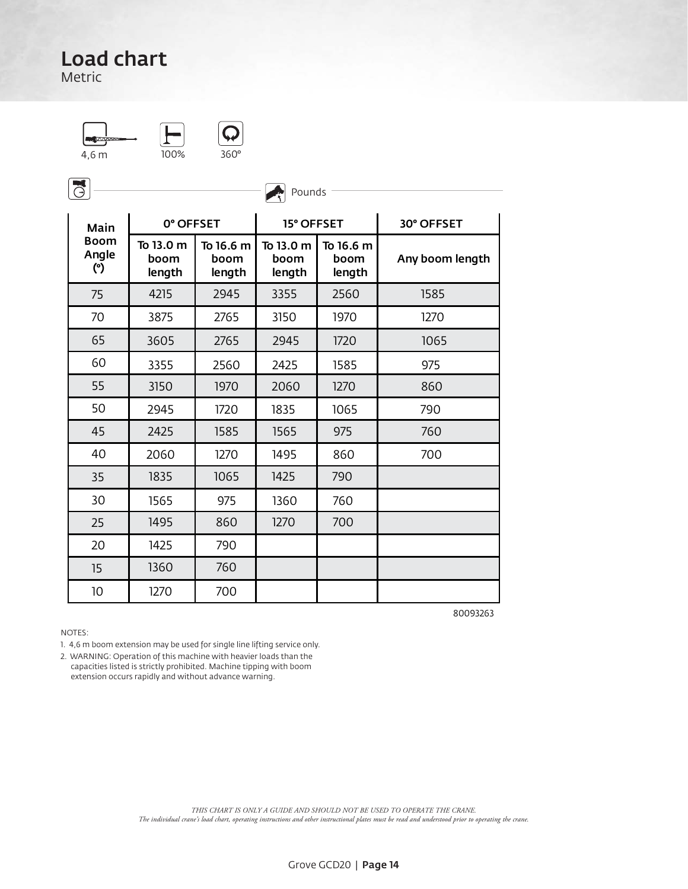# Load chart

Metric

4,6 m | 100% | 360°

Pounds

| Main Boom Angle (°) | 0° OFFSET | | 15° OFFSET | | 30° OFFSET |
|---|---|---|---|---|---|
| | To 13.0 m boom length | To 16.6 m boom length | To 13.0 m boom length | To 16.6 m boom length | Any boom length |
| 75 | 4215 | 2945 | 3355 | 2560 | 1585 |
| 70 | 3875 | 2765 | 3150 | 1970 | 1270 |
| 65 | 3605 | 2765 | 2945 | 1720 | 1065 |
| 60 | 3355 | 2560 | 2425 | 1585 | 975 |
| 55 | 3150 | 1970 | 2060 | 1270 | 860 |
| 50 | 2945 | 1720 | 1835 | 1065 | 790 |
| 45 | 2425 | 1585 | 1565 | 975 | 760 |
| 40 | 2060 | 1270 | 1495 | 860 | 700 |
| 35 | 1835 | 1065 | 1425 | 790 | |
| 30 | 1565 | 975 | 1360 | 760 | |
| 25 | 1495 | 860 | 1270 | 700 | |
| 20 | 1425 | 790 | | | |
| 15 | 1360 | 760 | | | |
| 10 | 1270 | 700 | | | |

80093263

NOTES:

1. 4,6 m boom extension may be used for single line lifting service only.
2. WARNING: Operation of this machine with heavier loads than the capacities listed is strictly prohibited. Machine tipping with boom extension occurs rapidly and without advance warning.

*THIS CHART IS ONLY A GUIDE AND SHOULD NOT BE USED TO OPERATE THE CRANE.*
*The individual crane's load chart, operating instructions and other instructional plates must be read and understood prior to operating the crane.*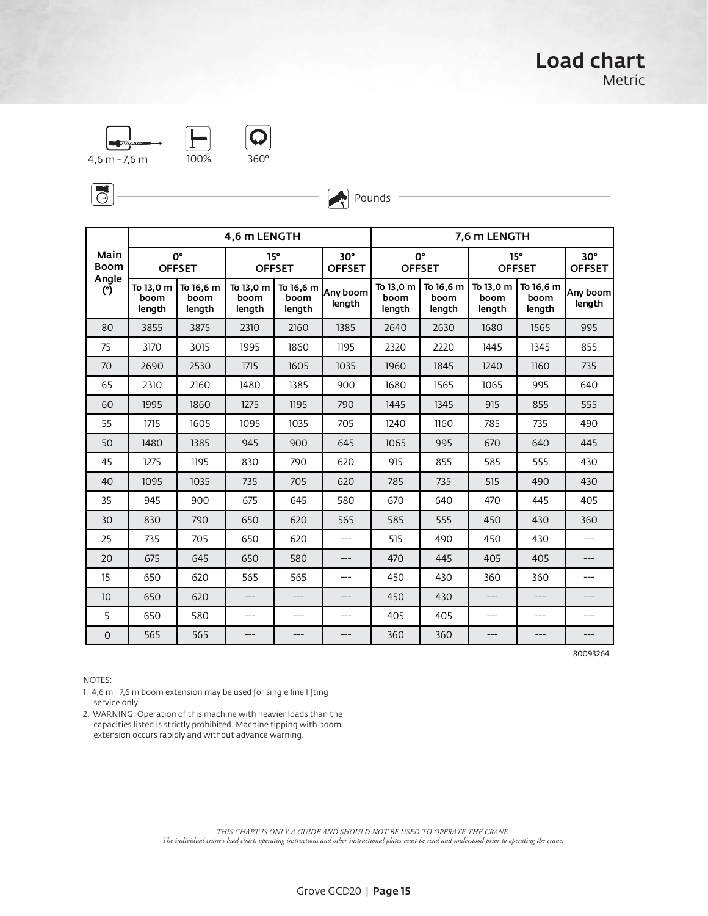# Load chart

Metric

4,6 m - 7,6 m 100% 360°

Pounds

| Main Boom Angle (°) | 4,6 m LENGTH | | | | | 7,6 m LENGTH | | | | |
|---|---|---|---|---|---|---|---|---|---|---|
| | 0° OFFSET | | 15° OFFSET | | 30° OFFSET | 0° OFFSET | | 15° OFFSET | | 30° OFFSET |
| | To 13,0 m boom length | To 16,6 m boom length | To 13,0 m boom length | To 16,6 m boom length | Any boom length | To 13,0 m boom length | To 16,6 m boom length | To 13,0 m boom length | To 16,6 m boom length | Any boom length |
| 80 | 3855 | 3875 | 2310 | 2160 | 1385 | 2640 | 2630 | 1680 | 1565 | 995 |
| 75 | 3170 | 3015 | 1995 | 1860 | 1195 | 2320 | 2220 | 1445 | 1345 | 855 |
| 70 | 2690 | 2530 | 1715 | 1605 | 1035 | 1960 | 1845 | 1240 | 1160 | 735 |
| 65 | 2310 | 2160 | 1480 | 1385 | 900 | 1680 | 1565 | 1065 | 995 | 640 |
| 60 | 1995 | 1860 | 1275 | 1195 | 790 | 1445 | 1345 | 915 | 855 | 555 |
| 55 | 1715 | 1605 | 1095 | 1035 | 705 | 1240 | 1160 | 785 | 735 | 490 |
| 50 | 1480 | 1385 | 945 | 900 | 645 | 1065 | 995 | 670 | 640 | 445 |
| 45 | 1275 | 1195 | 830 | 790 | 620 | 915 | 855 | 585 | 555 | 430 |
| 40 | 1095 | 1035 | 735 | 705 | 620 | 785 | 735 | 515 | 490 | 430 |
| 35 | 945 | 900 | 675 | 645 | 580 | 670 | 640 | 470 | 445 | 405 |
| 30 | 830 | 790 | 650 | 620 | 565 | 585 | 555 | 450 | 430 | 360 |
| 25 | 735 | 705 | 650 | 620 | --- | 515 | 490 | 450 | 430 | --- |
| 20 | 675 | 645 | 650 | 580 | --- | 470 | 445 | 405 | 405 | --- |
| 15 | 650 | 620 | 565 | 565 | --- | 450 | 430 | 360 | 360 | --- |
| 10 | 650 | 620 | --- | --- | --- | 450 | 430 | --- | --- | --- |
| 5 | 650 | 580 | --- | --- | --- | 405 | 405 | --- | --- | --- |
| 0 | 565 | 565 | --- | --- | --- | 360 | 360 | --- | --- | --- |

80093264

NOTES:

1. 4,6 m - 7,6 m boom extension may be used for single line lifting service only.
2. WARNING: Operation of this machine with heavier loads than the capacities listed is strictly prohibited. Machine tipping with boom extension occurs rapidly and without advance warning.

*THIS CHART IS ONLY A GUIDE AND SHOULD NOT BE USED TO OPERATE THE CRANE.*
*The individual crane's load chart, operating instructions and other instructional plates must be read and understood prior to operating the crane.*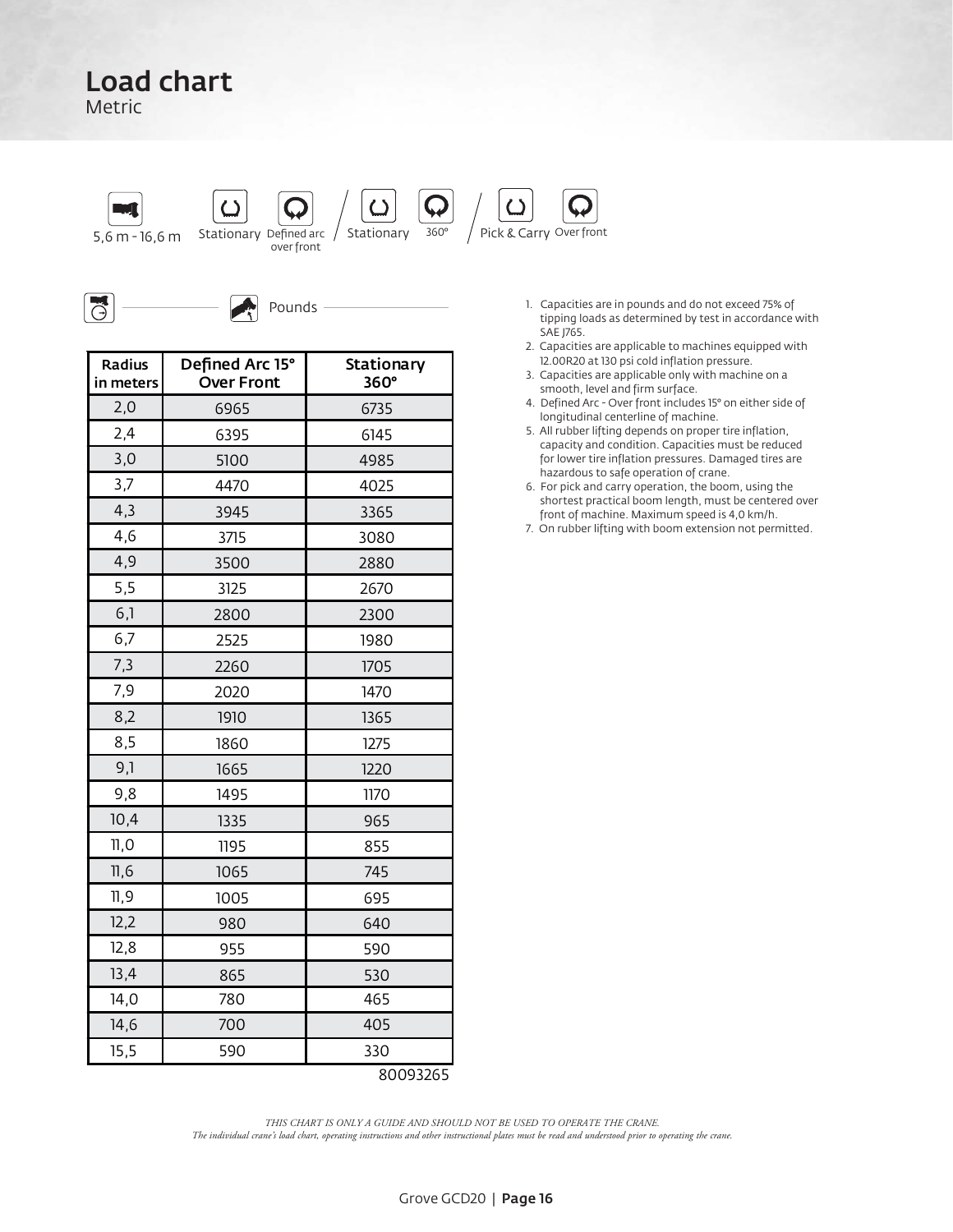# Load chart

Metric

5,6 m - 16,6 m    Stationary  Defined arc over front  /  Stationary  360°  /  Pick & Carry  Over front

Pounds

| Radius in meters | Defined Arc 15° Over Front | Stationary 360° |
|---|---|---|
| 2,0 | 6965 | 6735 |
| 2,4 | 6395 | 6145 |
| 3,0 | 5100 | 4985 |
| 3,7 | 4470 | 4025 |
| 4,3 | 3945 | 3365 |
| 4,6 | 3715 | 3080 |
| 4,9 | 3500 | 2880 |
| 5,5 | 3125 | 2670 |
| 6,1 | 2800 | 2300 |
| 6,7 | 2525 | 1980 |
| 7,3 | 2260 | 1705 |
| 7,9 | 2020 | 1470 |
| 8,2 | 1910 | 1365 |
| 8,5 | 1860 | 1275 |
| 9,1 | 1665 | 1220 |
| 9,8 | 1495 | 1170 |
| 10,4 | 1335 | 965 |
| 11,0 | 1195 | 855 |
| 11,6 | 1065 | 745 |
| 11,9 | 1005 | 695 |
| 12,2 | 980 | 640 |
| 12,8 | 955 | 590 |
| 13,4 | 865 | 530 |
| 14,0 | 780 | 465 |
| 14,6 | 700 | 405 |
| 15,5 | 590 | 330 |

80093265

1. Capacities are in pounds and do not exceed 75% of tipping loads as determined by test in accordance with SAE J765.
2. Capacities are applicable to machines equipped with 12.00R20 at 130 psi cold inflation pressure.
3. Capacities are applicable only with machine on a smooth, level and firm surface.
4. Defined Arc - Over front includes 15° on either side of longitudinal centerline of machine.
5. All rubber lifting depends on proper tire inflation, capacity and condition. Capacities must be reduced for lower tire inflation pressures. Damaged tires are hazardous to safe operation of crane.
6. For pick and carry operation, the boom, using the shortest practical boom length, must be centered over front of machine. Maximum speed is 4,0 km/h.
7. On rubber lifting with boom extension not permitted.

*THIS CHART IS ONLY A GUIDE AND SHOULD NOT BE USED TO OPERATE THE CRANE.*
*The individual crane's load chart, operating instructions and other instructional plates must be read and understood prior to operating the crane.*